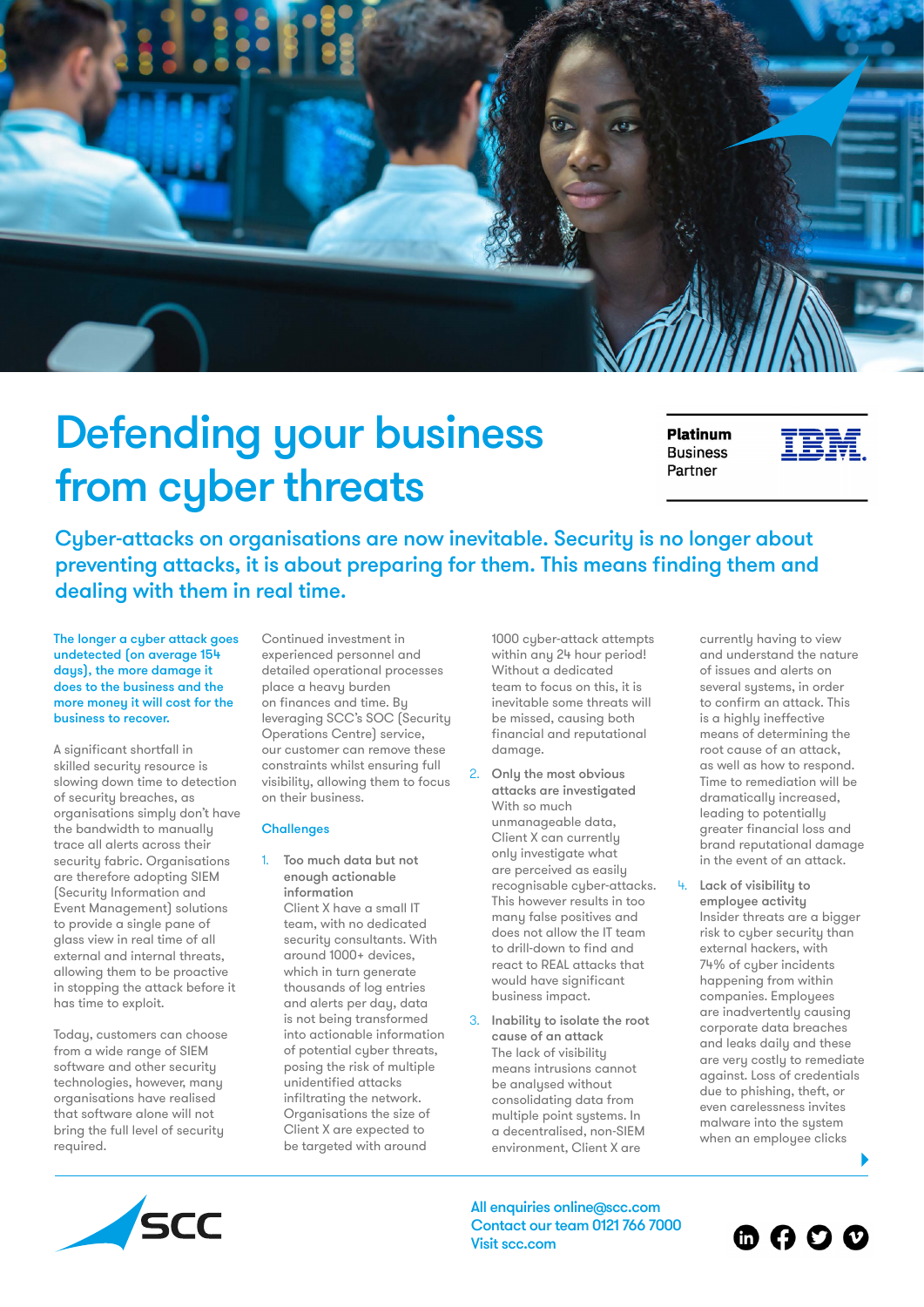# Defending your business from cyber threats

**Platinum** Business Partner IBM

## Cyber-attacks on organisations are now inevitable. Security is no longer about preventing attacks, it is about preparing for them. This means finding them and dealing with them in real time.

**The longer a cyber attack goes undetected (on average 154 days), the more damage it does to the business and the more money it will cost for the business to recover.**

A significant shortfall in skilled security resource is slowing down time to detection of security breaches, as organisations simply don't have the bandwidth to manually trace all alerts across their security fabric. Organisations are therefore adopting SIEM (Security Information and Event Management) solutions to provide a single pane of glass view in real time of all external and internal threats, allowing them to be proactive in stopping the attack before it has time to exploit.

Today, customers can choose from a wide range of SIEM software and other security technologies, however, many organisations have realised that software alone will not bring the full level of security required.

Continued investment in experienced personnel and detailed operational processes place a heavy burden on finances and time. By leveraging SCC's SOC (Security Operations Centre) service, our customer can remove these constraints whilst ensuring full visibility, allowing them to focus on their business.

### Challenges

1. **Too much data but not enough actionable information**
   Client X have a small IT team, with no dedicated security consultants. With around 1000+ devices, which in turn generate thousands of log entries and alerts per day, data is not being transformed into actionable information of potential cyber threats, posing the risk of multiple unidentified attacks infiltrating the network. Organisations the size of Client X are expected to be targeted with around 1000 cyber-attack attempts within any 24 hour period! Without a dedicated team to focus on this, it is inevitable some threats will be missed, causing both financial and reputational damage.

2. **Only the most obvious attacks are investigated**
   With so much unmanageable data, Client X can currently only investigate what are perceived as easily recognisable cyber-attacks. This however results in too many false positives and does not allow the IT team to drill-down to find and react to REAL attacks that would have significant business impact.

3. **Inability to isolate the root cause of an attack**
   The lack of visibility means intrusions cannot be analysed without consolidating data from multiple point systems. In a decentralised, non-SIEM environment, Client X are currently having to view and understand the nature of issues and alerts on several systems, in order to confirm an attack. This is a highly ineffective means of determining the root cause of an attack, as well as how to respond. Time to remediation will be dramatically increased, leading to potentially greater financial loss and brand reputational damage in the event of an attack.

4. **Lack of visibility to employee activity**
   Insider threats are a bigger risk to cyber security than external hackers, with 74% of cyber incidents happening from within companies. Employees are inadvertently causing corporate data breaches and leaks daily and these are very costly to remediate against. Loss of credentials due to phishing, theft, or even carelessness invites malware into the system when an employee clicks

SCC

All enquiries online@scc.com
Contact our team 0121 766 7000
Visit scc.com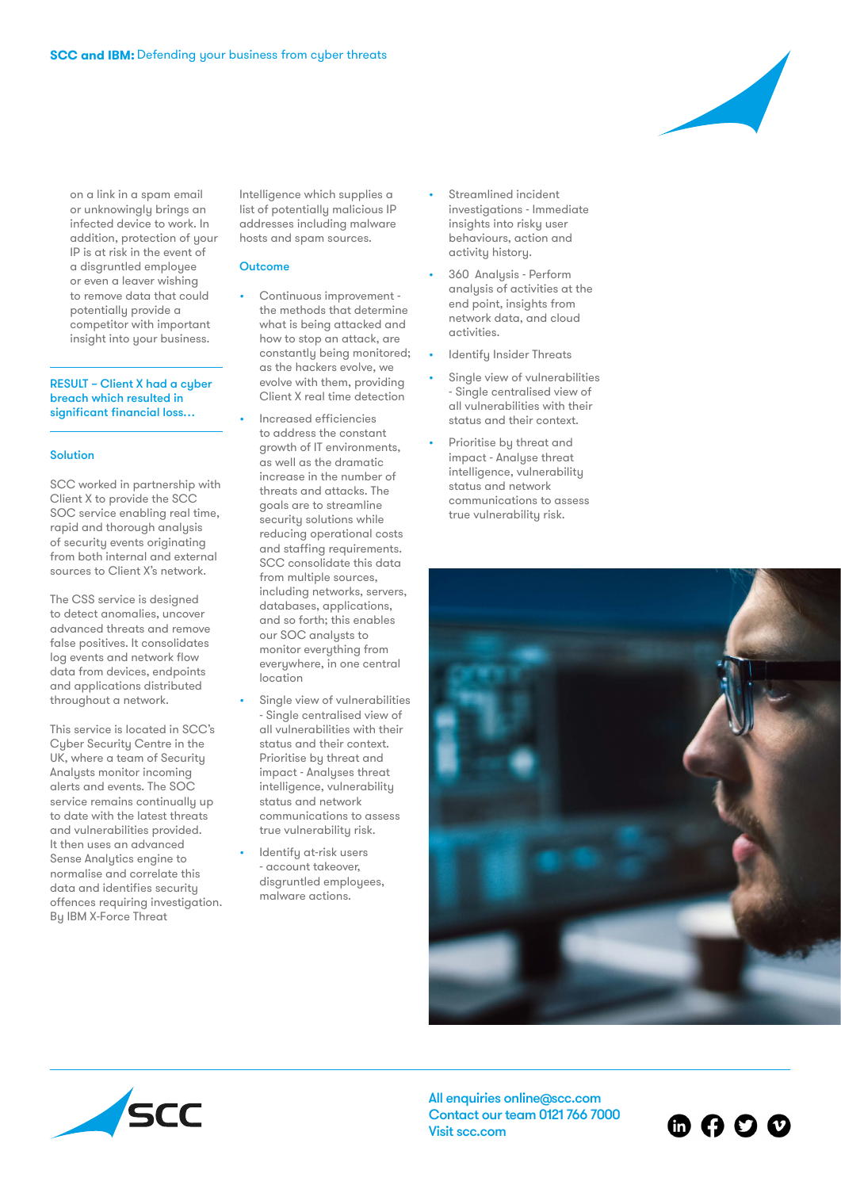on a link in a spam email or unknowingly brings an infected device to work. In addition, protection of your IP is at risk in the event of a disgruntled employee or even a leaver wishing to remove data that could potentially provide a competitor with important insight into your business.

**RESULT – Client X had a cyber breach which resulted in significant financial loss…**

## Solution

SCC worked in partnership with Client X to provide the SCC SOC service enabling real time, rapid and thorough analysis of security events originating from both internal and external sources to Client X's network.

The CSS service is designed to detect anomalies, uncover advanced threats and remove false positives. It consolidates log events and network flow data from devices, endpoints and applications distributed throughout a network.

This service is located in SCC's Cyber Security Centre in the UK, where a team of Security Analysts monitor incoming alerts and events. The SOC service remains continually up to date with the latest threats and vulnerabilities provided. It then uses an advanced Sense Analytics engine to normalise and correlate this data and identifies security offences requiring investigation. By IBM X-Force Threat Intelligence which supplies a list of potentially malicious IP addresses including malware hosts and spam sources.

## Outcome

- Continuous improvement - the methods that determine what is being attacked and how to stop an attack, are constantly being monitored; as the hackers evolve, we evolve with them, providing Client X real time detection
- Increased efficiencies to address the constant growth of IT environments, as well as the dramatic increase in the number of threats and attacks. The goals are to streamline security solutions while reducing operational costs and staffing requirements. SCC consolidate this data from multiple sources, including networks, servers, databases, applications, and so forth; this enables our SOC analysts to monitor everything from everywhere, in one central location
- Single view of vulnerabilities - Single centralised view of all vulnerabilities with their status and their context. Prioritise by threat and impact - Analyses threat intelligence, vulnerability status and network communications to assess true vulnerability risk.
- Identify at-risk users - account takeover, disgruntled employees, malware actions.
- Streamlined incident investigations - Immediate insights into risky user behaviours, action and activity history.
- 360 Analysis - Perform analysis of activities at the end point, insights from network data, and cloud activities.
- Identify Insider Threats
- Single view of vulnerabilities - Single centralised view of all vulnerabilities with their status and their context.
- Prioritise by threat and impact - Analyse threat intelligence, vulnerability status and network communications to assess true vulnerability risk.

All enquiries online@scc.com
Contact our team 0121 766 7000
Visit scc.com